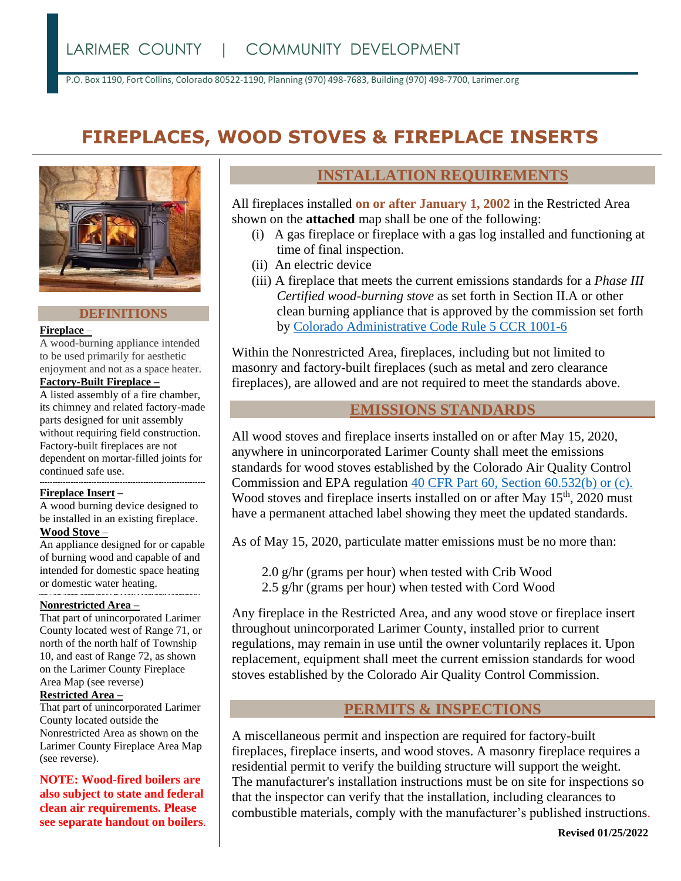LARIMER COUNTY | COMMUNITY DEVELOPMENT

P.O. Box 1190, Fort Collins, Colorado 80522-1190, Planning (970) 498-7683, Building (970) 498-7700, Larimer.org

# FIREPLACES, WOOD STOVES & FIREPLACE INSERTS

## DEFINITIONS

**Fireplace** –
A wood-burning appliance intended to be used primarily for aesthetic enjoyment and not as a space heater.

**Factory-Built Fireplace –**
A listed assembly of a fire chamber, its chimney and related factory-made parts designed for unit assembly without requiring field construction. Factory-built fireplaces are not dependent on mortar-filled joints for continued safe use.

**Fireplace Insert –**
A wood burning device designed to be installed in an existing fireplace.

**Wood Stove** –
An appliance designed for or capable of burning wood and capable of and intended for domestic space heating or domestic water heating.

**Nonrestricted Area –**
That part of unincorporated Larimer County located west of Range 71, or north of the north half of Township 10, and east of Range 72, as shown on the Larimer County Fireplace Area Map (see reverse)

**Restricted Area –**
That part of unincorporated Larimer County located outside the Nonrestricted Area as shown on the Larimer County Fireplace Area Map (see reverse).

**NOTE: Wood-fired boilers are also subject to state and federal clean air requirements. Please see separate handout on boilers.**

## INSTALLATION REQUIREMENTS

All fireplaces installed **on or after January 1, 2002** in the Restricted Area shown on the **attached** map shall be one of the following:

(i) A gas fireplace or fireplace with a gas log installed and functioning at time of final inspection.
(ii) An electric device
(iii) A fireplace that meets the current emissions standards for a *Phase III Certified wood-burning stove* as set forth in Section II.A or other clean burning appliance that is approved by the commission set forth by Colorado Administrative Code Rule 5 CCR 1001-6

Within the Nonrestricted Area, fireplaces, including but not limited to masonry and factory-built fireplaces (such as metal and zero clearance fireplaces), are allowed and are not required to meet the standards above.

## EMISSIONS STANDARDS

All wood stoves and fireplace inserts installed on or after May 15, 2020, anywhere in unincorporated Larimer County shall meet the emissions standards for wood stoves established by the Colorado Air Quality Control Commission and EPA regulation 40 CFR Part 60, Section 60.532(b) or (c). Wood stoves and fireplace inserts installed on or after May 15th, 2020 must have a permanent attached label showing they meet the updated standards.

As of May 15, 2020, particulate matter emissions must be no more than:

2.0 g/hr (grams per hour) when tested with Crib Wood
2.5 g/hr (grams per hour) when tested with Cord Wood

Any fireplace in the Restricted Area, and any wood stove or fireplace insert throughout unincorporated Larimer County, installed prior to current regulations, may remain in use until the owner voluntarily replaces it. Upon replacement, equipment shall meet the current emission standards for wood stoves established by the Colorado Air Quality Control Commission.

## PERMITS & INSPECTIONS

A miscellaneous permit and inspection are required for factory-built fireplaces, fireplace inserts, and wood stoves. A masonry fireplace requires a residential permit to verify the building structure will support the weight. The manufacturer's installation instructions must be on site for inspections so that the inspector can verify that the installation, including clearances to combustible materials, comply with the manufacturer's published instructions.

**Revised 01/25/2022**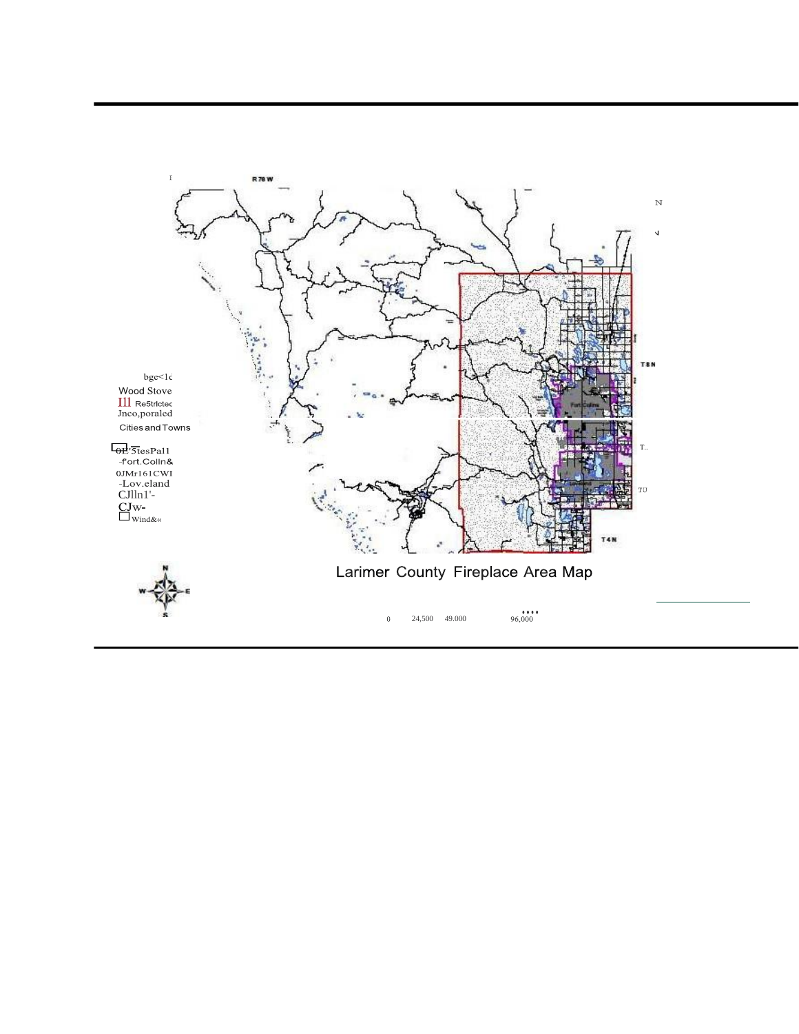R 78 W

N

bgc<1c

Wood Stove

Ill Re5trictec

Jnco,poraled

Cities and Towns

0P5tesPal1

-f'ort.Colln&

0JMr161CWI

-Lov.eland

CJlln1'-

CJw-

Wind&«

T8N

T4N

# Larimer County Fireplace Area Map

0 24,500 49.000 96,000